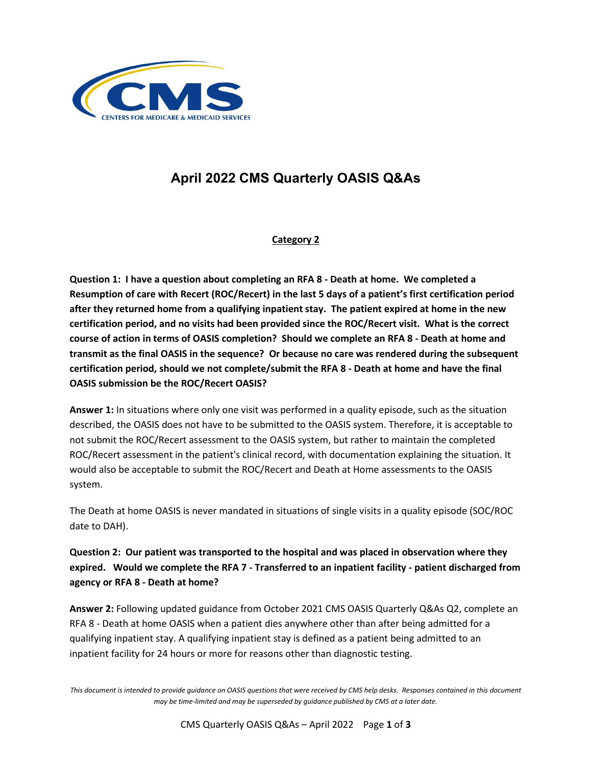# April 2022 CMS Quarterly OASIS Q&As

## Category 2

**Question 1: I have a question about completing an RFA 8 - Death at home. We completed a Resumption of care with Recert (ROC/Recert) in the last 5 days of a patient's first certification period after they returned home from a qualifying inpatient stay. The patient expired at home in the new certification period, and no visits had been provided since the ROC/Recert visit. What is the correct course of action in terms of OASIS completion? Should we complete an RFA 8 - Death at home and transmit as the final OASIS in the sequence? Or because no care was rendered during the subsequent certification period, should we not complete/submit the RFA 8 - Death at home and have the final OASIS submission be the ROC/Recert OASIS?**

**Answer 1:** In situations where only one visit was performed in a quality episode, such as the situation described, the OASIS does not have to be submitted to the OASIS system. Therefore, it is acceptable to not submit the ROC/Recert assessment to the OASIS system, but rather to maintain the completed ROC/Recert assessment in the patient's clinical record, with documentation explaining the situation. It would also be acceptable to submit the ROC/Recert and Death at Home assessments to the OASIS system.

The Death at home OASIS is never mandated in situations of single visits in a quality episode (SOC/ROC date to DAH).

**Question 2: Our patient was transported to the hospital and was placed in observation where they expired. Would we complete the RFA 7 - Transferred to an inpatient facility - patient discharged from agency or RFA 8 - Death at home?**

**Answer 2:** Following updated guidance from October 2021 CMS OASIS Quarterly Q&As Q2, complete an RFA 8 - Death at home OASIS when a patient dies anywhere other than after being admitted for a qualifying inpatient stay. A qualifying inpatient stay is defined as a patient being admitted to an inpatient facility for 24 hours or more for reasons other than diagnostic testing.

*This document is intended to provide guidance on OASIS questions that were received by CMS help desks. Responses contained in this document may be time-limited and may be superseded by guidance published by CMS at a later date.*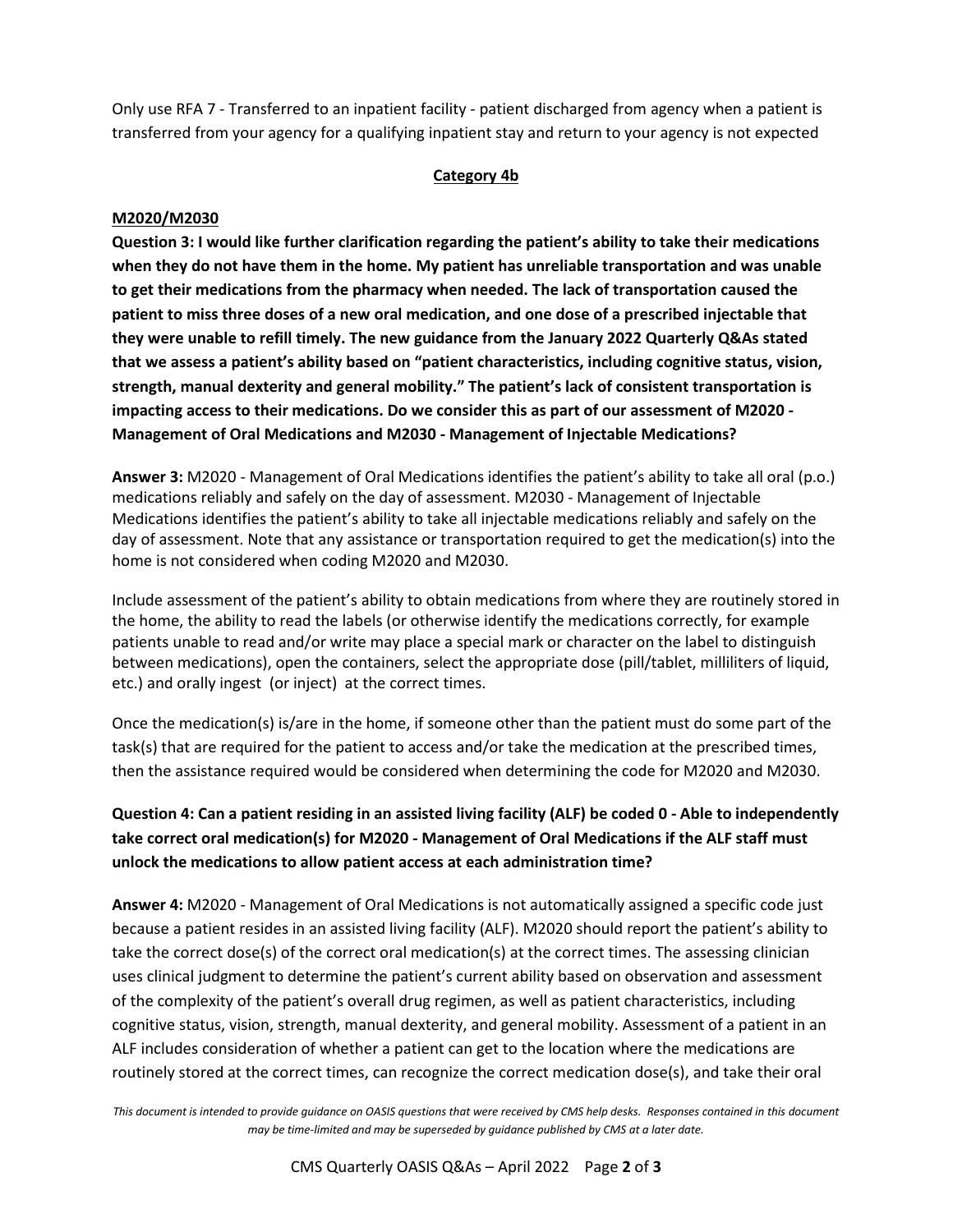Only use RFA 7 - Transferred to an inpatient facility - patient discharged from agency when a patient is transferred from your agency for a qualifying inpatient stay and return to your agency is not expected

## Category 4b

### M2020/M2030

**Question 3: I would like further clarification regarding the patient's ability to take their medications when they do not have them in the home. My patient has unreliable transportation and was unable to get their medications from the pharmacy when needed. The lack of transportation caused the patient to miss three doses of a new oral medication, and one dose of a prescribed injectable that they were unable to refill timely. The new guidance from the January 2022 Quarterly Q&As stated that we assess a patient's ability based on "patient characteristics, including cognitive status, vision, strength, manual dexterity and general mobility." The patient's lack of consistent transportation is impacting access to their medications. Do we consider this as part of our assessment of M2020 - Management of Oral Medications and M2030 - Management of Injectable Medications?**

**Answer 3:** M2020 - Management of Oral Medications identifies the patient's ability to take all oral (p.o.) medications reliably and safely on the day of assessment. M2030 - Management of Injectable Medications identifies the patient's ability to take all injectable medications reliably and safely on the day of assessment. Note that any assistance or transportation required to get the medication(s) into the home is not considered when coding M2020 and M2030.

Include assessment of the patient's ability to obtain medications from where they are routinely stored in the home, the ability to read the labels (or otherwise identify the medications correctly, for example patients unable to read and/or write may place a special mark or character on the label to distinguish between medications), open the containers, select the appropriate dose (pill/tablet, milliliters of liquid, etc.) and orally ingest (or inject) at the correct times.

Once the medication(s) is/are in the home, if someone other than the patient must do some part of the task(s) that are required for the patient to access and/or take the medication at the prescribed times, then the assistance required would be considered when determining the code for M2020 and M2030.

**Question 4: Can a patient residing in an assisted living facility (ALF) be coded 0 - Able to independently take correct oral medication(s) for M2020 - Management of Oral Medications if the ALF staff must unlock the medications to allow patient access at each administration time?**

**Answer 4:** M2020 - Management of Oral Medications is not automatically assigned a specific code just because a patient resides in an assisted living facility (ALF). M2020 should report the patient's ability to take the correct dose(s) of the correct oral medication(s) at the correct times. The assessing clinician uses clinical judgment to determine the patient's current ability based on observation and assessment of the complexity of the patient's overall drug regimen, as well as patient characteristics, including cognitive status, vision, strength, manual dexterity, and general mobility. Assessment of a patient in an ALF includes consideration of whether a patient can get to the location where the medications are routinely stored at the correct times, can recognize the correct medication dose(s), and take their oral

*This document is intended to provide guidance on OASIS questions that were received by CMS help desks. Responses contained in this document may be time-limited and may be superseded by guidance published by CMS at a later date.*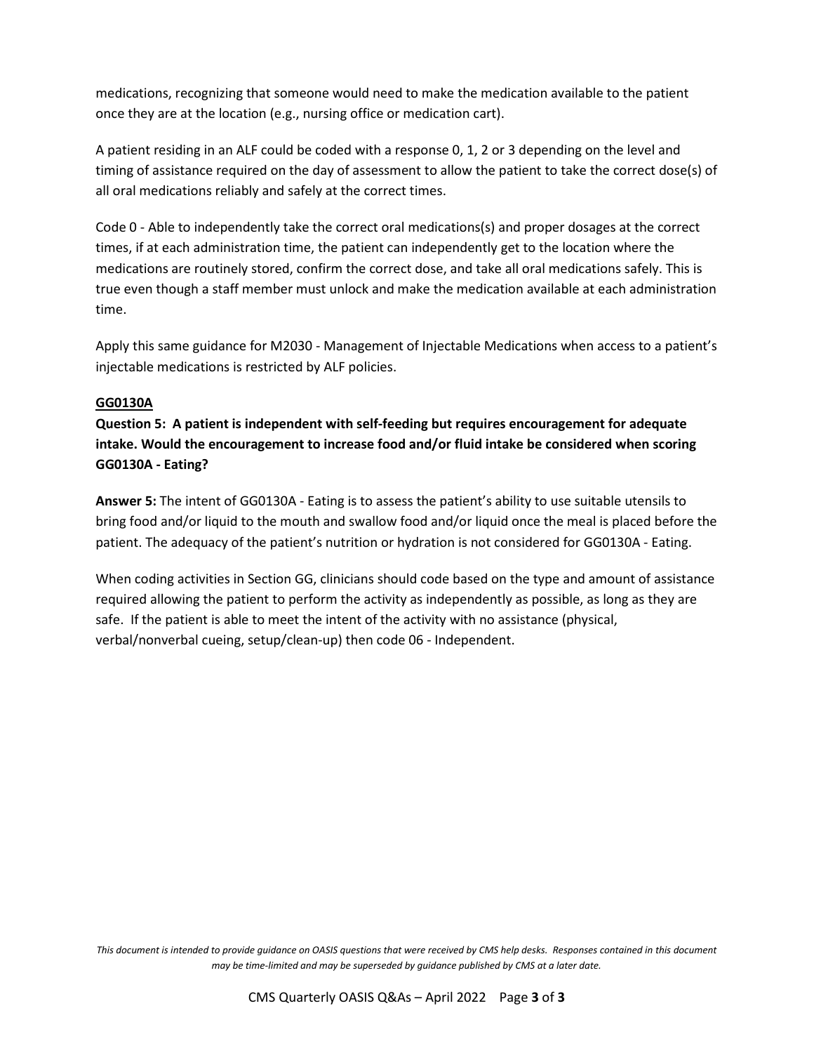medications, recognizing that someone would need to make the medication available to the patient once they are at the location (e.g., nursing office or medication cart).

A patient residing in an ALF could be coded with a response 0, 1, 2 or 3 depending on the level and timing of assistance required on the day of assessment to allow the patient to take the correct dose(s) of all oral medications reliably and safely at the correct times.

Code 0 - Able to independently take the correct oral medications(s) and proper dosages at the correct times, if at each administration time, the patient can independently get to the location where the medications are routinely stored, confirm the correct dose, and take all oral medications safely. This is true even though a staff member must unlock and make the medication available at each administration time.

Apply this same guidance for M2030 - Management of Injectable Medications when access to a patient's injectable medications is restricted by ALF policies.

## GG0130A

**Question 5: A patient is independent with self-feeding but requires encouragement for adequate intake. Would the encouragement to increase food and/or fluid intake be considered when scoring GG0130A - Eating?**

**Answer 5:** The intent of GG0130A - Eating is to assess the patient's ability to use suitable utensils to bring food and/or liquid to the mouth and swallow food and/or liquid once the meal is placed before the patient. The adequacy of the patient's nutrition or hydration is not considered for GG0130A - Eating.

When coding activities in Section GG, clinicians should code based on the type and amount of assistance required allowing the patient to perform the activity as independently as possible, as long as they are safe. If the patient is able to meet the intent of the activity with no assistance (physical, verbal/nonverbal cueing, setup/clean-up) then code 06 - Independent.

*This document is intended to provide guidance on OASIS questions that were received by CMS help desks. Responses contained in this document may be time-limited and may be superseded by guidance published by CMS at a later date.*